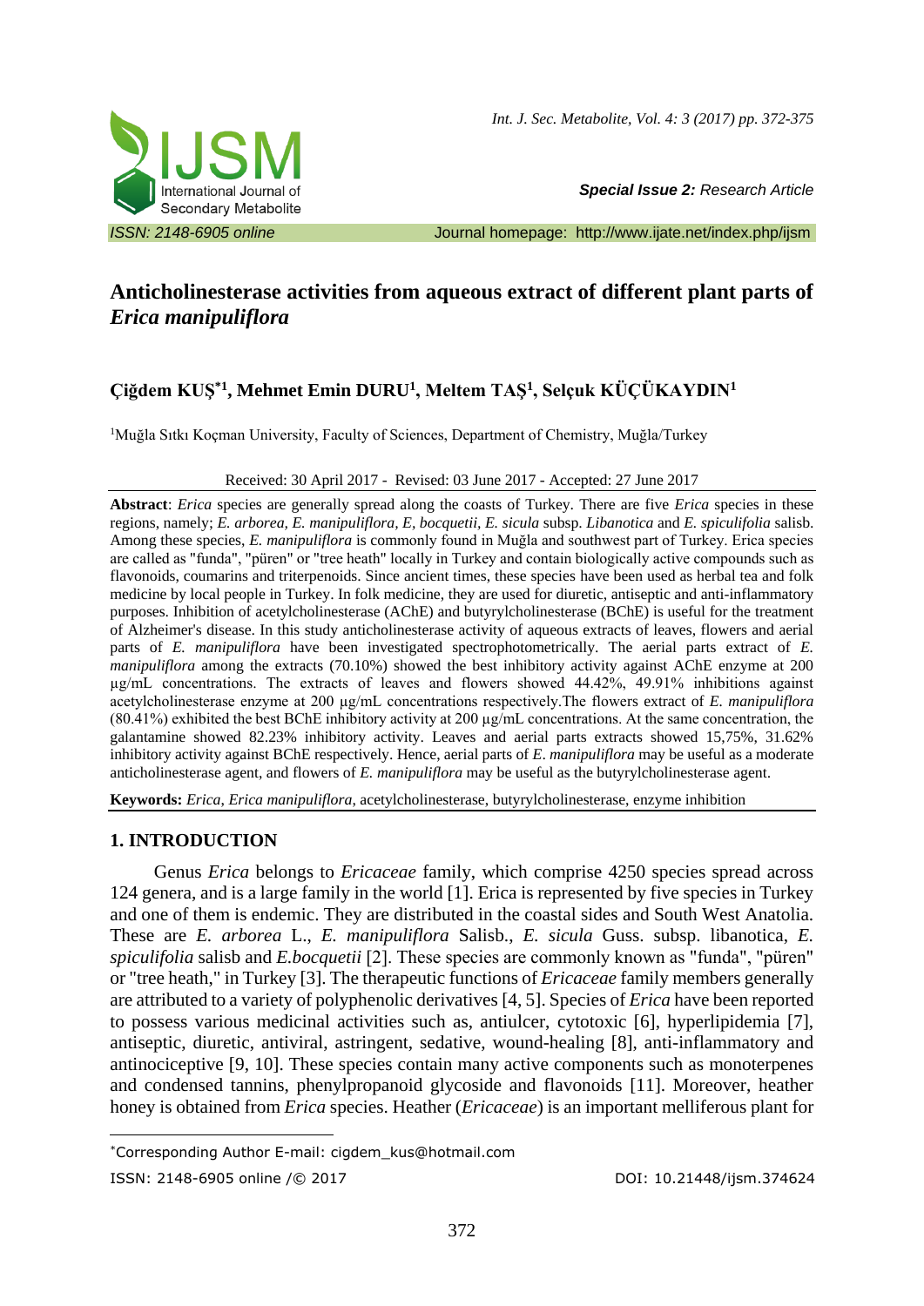# Anticholinesterase activities from aqueous extract of different plant parts of *Erica manipuliflora*

**Çiğdem KUŞ*[1], Mehmet Emin DURU[1], Meltem TAŞ[1], Selçuk KÜÇÜKAYDIN[1]**

[1]Muğla Sıtkı Koçman University, Faculty of Sciences, Department of Chemistry, Muğla/Turkey

Received: 30 April 2017 - Revised: 03 June 2017 - Accepted: 27 June 2017

**Abstract**: *Erica* species are generally spread along the coasts of Turkey. There are five *Erica* species in these regions, namely; *E. arborea, E. manipuliflora, E, bocquetii, E. sicula* subsp. *Libanotica* and *E. spiculifolia* salisb. Among these species, *E. manipuliflora* is commonly found in Muğla and southwest part of Turkey. Erica species are called as "funda", "püren" or "tree heath" locally in Turkey and contain biologically active compounds such as flavonoids, coumarins and triterpenoids. Since ancient times, these species have been used as herbal tea and folk medicine by local people in Turkey. In folk medicine, they are used for diuretic, antiseptic and anti-inflammatory purposes. Inhibition of acetylcholinesterase (AChE) and butyrylcholinesterase (BChE) is useful for the treatment of Alzheimer's disease. In this study anticholinesterase activity of aqueous extracts of leaves, flowers and aerial parts of *E. manipuliflora* have been investigated spectrophotometrically. The aerial parts extract of *E. manipuliflora* among the extracts (70.10%) showed the best inhibitory activity against AChE enzyme at 200 µg/mL concentrations. The extracts of leaves and flowers showed 44.42%, 49.91% inhibitions against acetylcholinesterase enzyme at 200 µg/mL concentrations respectively.The flowers extract of *E. manipuliflora* (80.41%) exhibited the best BChE inhibitory activity at 200 µg/mL concentrations. At the same concentration, the galantamine showed 82.23% inhibitory activity. Leaves and aerial parts extracts showed 15,75%, 31.62% inhibitory activity against BChE respectively. Hence, aerial parts of *E. manipuliflora* may be useful as a moderate anticholinesterase agent, and flowers of *E. manipuliflora* may be useful as the butyrylcholinesterase agent.

**Keywords:** *Erica*, *Erica manipuliflora,* acetylcholinesterase, butyrylcholinesterase, enzyme inhibition

## 1. INTRODUCTION

Genus *Erica* belongs to *Ericaceae* family, which comprise 4250 species spread across 124 genera, and is a large family in the world [1]. Erica is represented by five species in Turkey and one of them is endemic. They are distributed in the coastal sides and South West Anatolia. These are *E. arborea* L., *E. manipuliflora* Salisb., *E. sicula* Guss. subsp. libanotica, *E. spiculifolia* salisb and *E.bocquetii* [2]. These species are commonly known as "funda", "püren" or "tree heath," in Turkey [3]. The therapeutic functions of *Ericaceae* family members generally are attributed to a variety of polyphenolic derivatives [4, 5]. Species of *Erica* have been reported to possess various medicinal activities such as, antiulcer, cytotoxic [6], hyperlipidemia [7], antiseptic, diuretic, antiviral, astringent, sedative, wound-healing [8], anti-inflammatory and antinociceptive [9, 10]. These species contain many active components such as monoterpenes and condensed tannins, phenylpropanoid glycoside and flavonoids [11]. Moreover, heather honey is obtained from *Erica* species. Heather (*Ericaceae*) is an important melliferous plant for

*Corresponding Author E-mail: cigdem_kus@hotmail.com

ISSN: 2148-6905 online /© 2017 DOI: 10.21448/ijsm.374624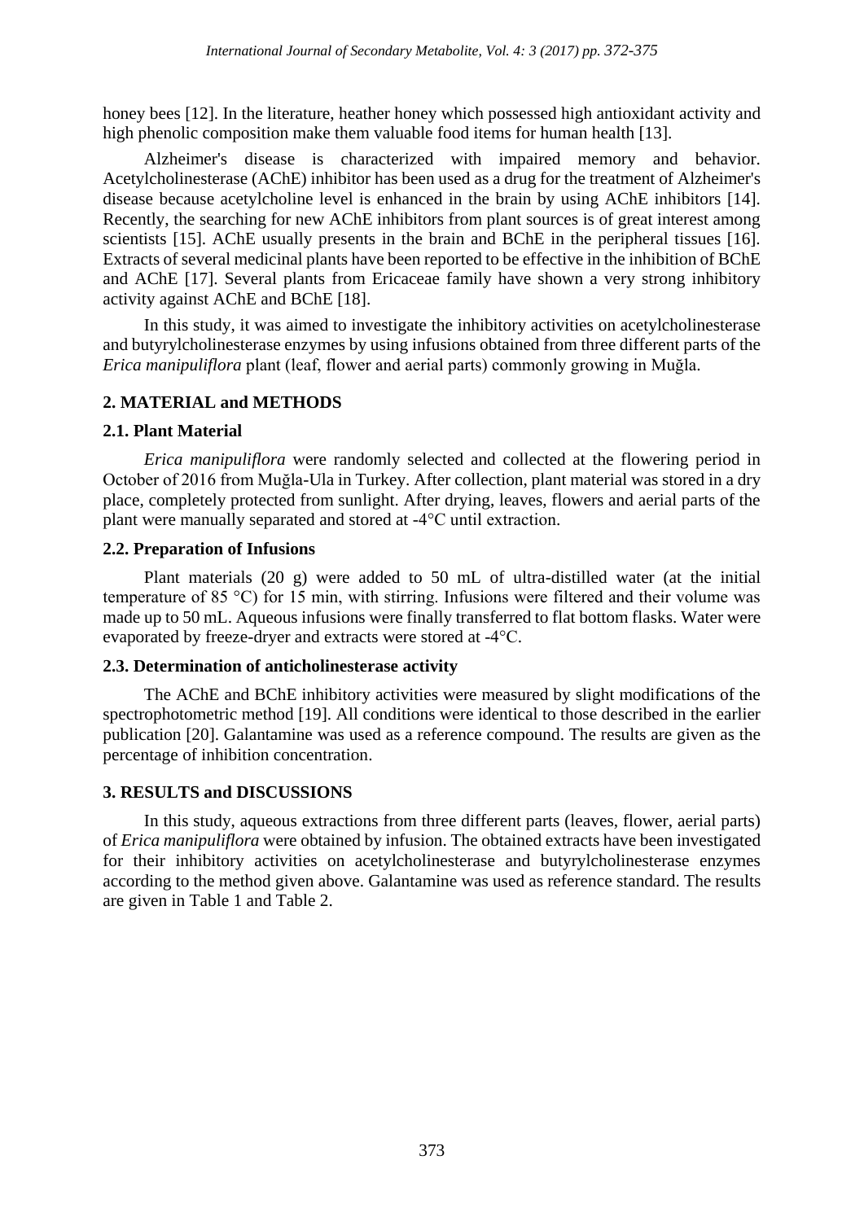honey bees [12]. In the literature, heather honey which possessed high antioxidant activity and high phenolic composition make them valuable food items for human health [13].

Alzheimer's disease is characterized with impaired memory and behavior. Acetylcholinesterase (AChE) inhibitor has been used as a drug for the treatment of Alzheimer's disease because acetylcholine level is enhanced in the brain by using AChE inhibitors [14]. Recently, the searching for new AChE inhibitors from plant sources is of great interest among scientists [15]. AChE usually presents in the brain and BChE in the peripheral tissues [16]. Extracts of several medicinal plants have been reported to be effective in the inhibition of BChE and AChE [17]. Several plants from Ericaceae family have shown a very strong inhibitory activity against AChE and BChE [18].

In this study, it was aimed to investigate the inhibitory activities on acetylcholinesterase and butyrylcholinesterase enzymes by using infusions obtained from three different parts of the *Erica manipuliflora* plant (leaf, flower and aerial parts) commonly growing in Muğla.

## 2. MATERIAL and METHODS

### 2.1. Plant Material

*Erica manipuliflora* were randomly selected and collected at the flowering period in October of 2016 from Muğla-Ula in Turkey. After collection, plant material was stored in a dry place, completely protected from sunlight. After drying, leaves, flowers and aerial parts of the plant were manually separated and stored at -4°C until extraction.

### 2.2. Preparation of Infusions

Plant materials (20 g) were added to 50 mL of ultra-distilled water (at the initial temperature of 85 °C) for 15 min, with stirring. Infusions were filtered and their volume was made up to 50 mL. Aqueous infusions were finally transferred to flat bottom flasks. Water were evaporated by freeze-dryer and extracts were stored at -4°C.

### 2.3. Determination of anticholinesterase activity

The AChE and BChE inhibitory activities were measured by slight modifications of the spectrophotometric method [19]. All conditions were identical to those described in the earlier publication [20]. Galantamine was used as a reference compound. The results are given as the percentage of inhibition concentration.

## 3. RESULTS and DISCUSSIONS

In this study, aqueous extractions from three different parts (leaves, flower, aerial parts) of *Erica manipuliflora* were obtained by infusion. The obtained extracts have been investigated for their inhibitory activities on acetylcholinesterase and butyrylcholinesterase enzymes according to the method given above. Galantamine was used as reference standard. The results are given in Table 1 and Table 2.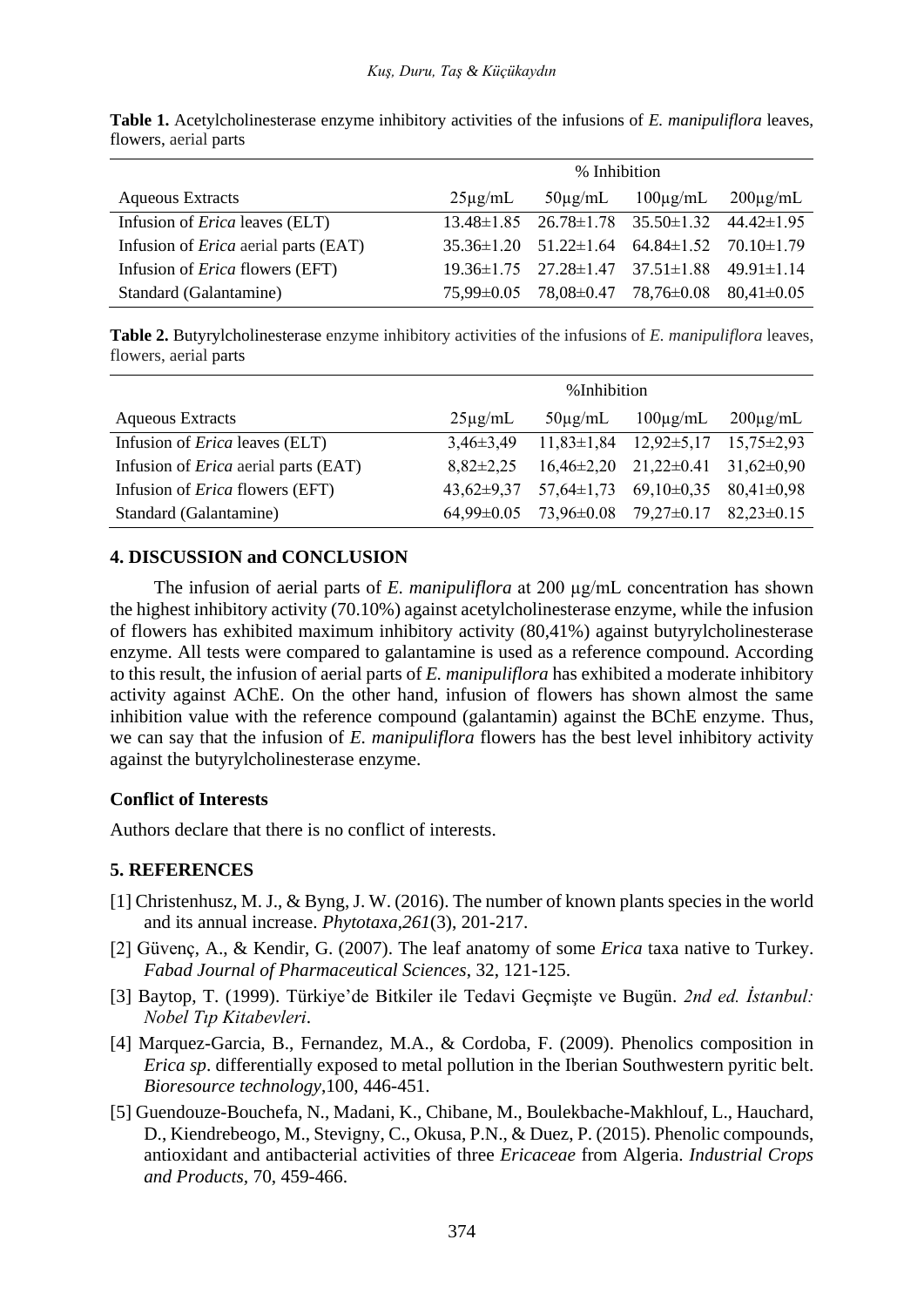**Table 1.** Acetylcholinesterase enzyme inhibitory activities of the infusions of *E. manipuliflora* leaves, flowers, aerial parts

| | % Inhibition | | | |
|---|---|---|---|---|
| Aqueous Extracts | 25µg/mL | 50µg/mL | 100µg/mL | 200µg/mL |
| Infusion of *Erica* leaves (ELT) | 13.48±1.85 | 26.78±1.78 | 35.50±1.32 | 44.42±1.95 |
| Infusion of *Erica* aerial parts (EAT) | 35.36±1.20 | 51.22±1.64 | 64.84±1.52 | 70.10±1.79 |
| Infusion of *Erica* flowers (EFT) | 19.36±1.75 | 27.28±1.47 | 37.51±1.88 | 49.91±1.14 |
| Standard (Galantamine) | 75,99±0.05 | 78,08±0.47 | 78,76±0.08 | 80,41±0.05 |

**Table 2.** Butyrylcholinesterase enzyme inhibitory activities of the infusions of *E. manipuliflora* leaves, flowers, aerial parts

| | %Inhibition | | | |
|---|---|---|---|---|
| Aqueous Extracts | 25µg/mL | 50µg/mL | 100µg/mL | 200µg/mL |
| Infusion of *Erica* leaves (ELT) | 3,46±3,49 | 11,83±1,84 | 12,92±5,17 | 15,75±2,93 |
| Infusion of *Erica* aerial parts (EAT) | 8,82±2,25 | 16,46±2,20 | 21,22±0.41 | 31,62±0,90 |
| Infusion of *Erica* flowers (EFT) | 43,62±9,37 | 57,64±1,73 | 69,10±0,35 | 80,41±0,98 |
| Standard (Galantamine) | 64,99±0.05 | 73,96±0.08 | 79,27±0.17 | 82,23±0.15 |

## 4. DISCUSSION and CONCLUSION

The infusion of aerial parts of *E. manipuliflora* at 200 µg/mL concentration has shown the highest inhibitory activity (70.10%) against acetylcholinesterase enzyme, while the infusion of flowers has exhibited maximum inhibitory activity (80,41%) against butyrylcholinesterase enzyme. All tests were compared to galantamine is used as a reference compound. According to this result, the infusion of aerial parts of *E. manipuliflora* has exhibited a moderate inhibitory activity against AChE. On the other hand, infusion of flowers has shown almost the same inhibition value with the reference compound (galantamin) against the BChE enzyme. Thus, we can say that the infusion of *E. manipuliflora* flowers has the best level inhibitory activity against the butyrylcholinesterase enzyme.

### Conflict of Interests

Authors declare that there is no conflict of interests.

## 5. REFERENCES

[1] Christenhusz, M. J., & Byng, J. W. (2016). The number of known plants species in the world and its annual increase. *Phytotaxa*,*261*(3), 201-217.

[2] Güvenç, A., & Kendir, G. (2007). The leaf anatomy of some *Erica* taxa native to Turkey. *Fabad Journal of Pharmaceutical Sciences*, 32, 121-125.

[3] Baytop, T. (1999). Türkiye'de Bitkiler ile Tedavi Geçmişte ve Bugün. *2nd ed. İstanbul: Nobel Tıp Kitabevleri*.

[4] Marquez-Garcia, B., Fernandez, M.A., & Cordoba, F. (2009). Phenolics composition in *Erica sp*. differentially exposed to metal pollution in the Iberian Southwestern pyritic belt. *Bioresource technology*,100, 446-451.

[5] Guendouze-Bouchefa, N., Madani, K., Chibane, M., Boulekbache-Makhlouf, L., Hauchard, D., Kiendrebeogo, M., Stevigny, C., Okusa, P.N., & Duez, P. (2015). Phenolic compounds, antioxidant and antibacterial activities of three *Ericaceae* from Algeria. *Industrial Crops and Products*, 70, 459-466.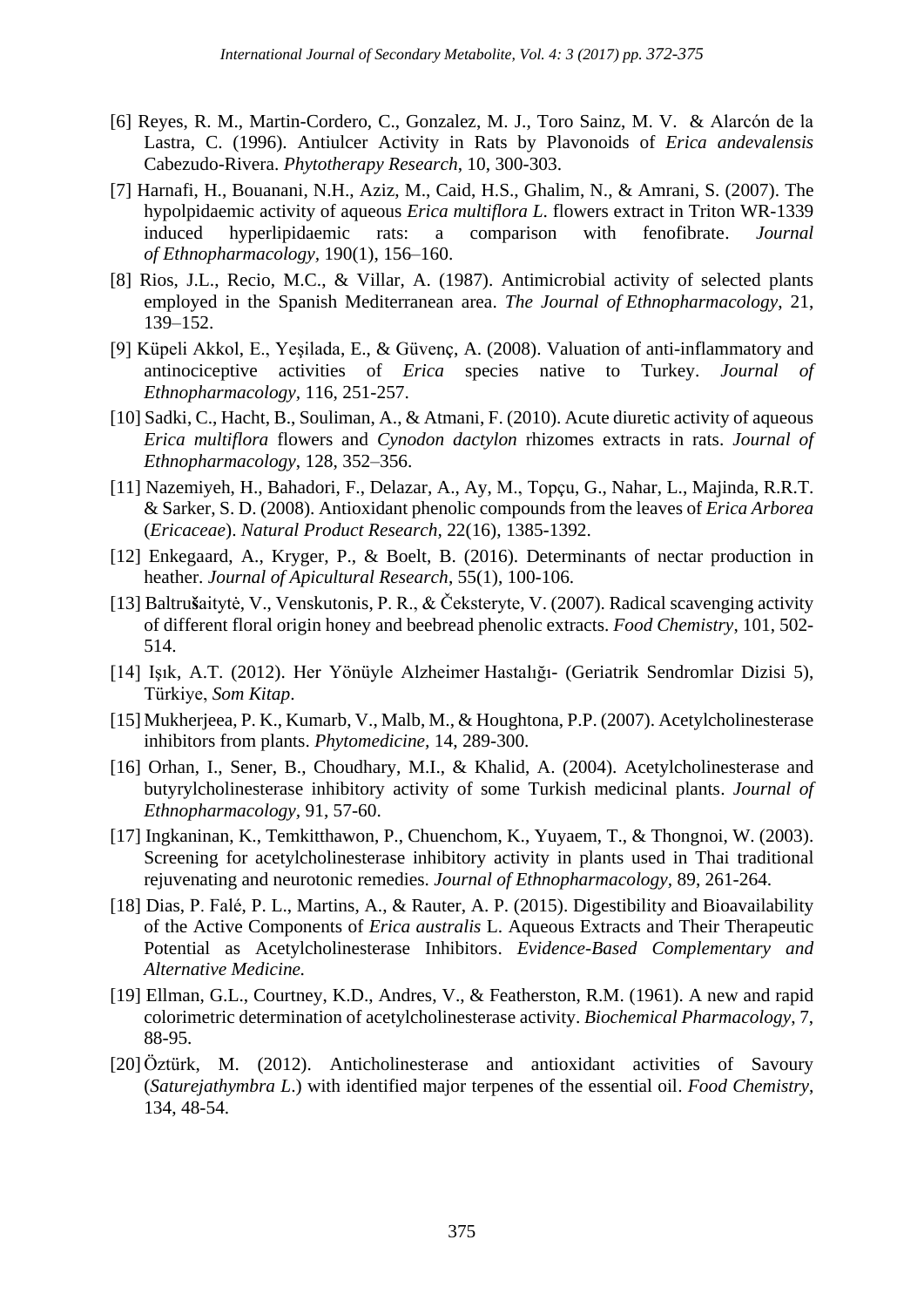[6] Reyes, R. M., Martin-Cordero, C., Gonzalez, M. J., Toro Sainz, M. V. & Alarcón de la Lastra, C. (1996). Antiulcer Activity in Rats by Plavonoids of *Erica andevalensis* Cabezudo-Rivera. *Phytotherapy Research*, 10, 300-303.

[7] Harnafi, H., Bouanani, N.H., Aziz, M., Caid, H.S., Ghalim, N., & Amrani, S. (2007). The hypolpidaemic activity of aqueous *Erica multiflora L.* flowers extract in Triton WR-1339 induced hyperlipidaemic rats: a comparison with fenofibrate. *Journal of Ethnopharmacology*, 190(1), 156–160.

[8] Rios, J.L., Recio, M.C., & Villar, A. (1987). Antimicrobial activity of selected plants employed in the Spanish Mediterranean area. *The Journal of Ethnopharmacology*, 21, 139–152.

[9] Küpeli Akkol, E., Yeşilada, E., & Güvenç, A. (2008). Valuation of anti-inflammatory and antinociceptive activities of *Erica* species native to Turkey. *Journal of Ethnopharmacology*, 116, 251-257.

[10] Sadki, C., Hacht, B., Souliman, A., & Atmani, F. (2010). Acute diuretic activity of aqueous *Erica multiflora* flowers and *Cynodon dactylon* rhizomes extracts in rats. *Journal of Ethnopharmacology*, 128, 352–356.

[11] Nazemiyeh, H., Bahadori, F., Delazar, A., Ay, M., Topçu, G., Nahar, L., Majinda, R.R.T. & Sarker, S. D. (2008). Antioxidant phenolic compounds from the leaves of *Erica Arborea* (*Ericaceae*). *Natural Product Research*, 22(16), 1385-1392.

[12] Enkegaard, A., Kryger, P., & Boelt, B. (2016). Determinants of nectar production in heather. *Journal of Apicultural Research*, 55(1), 100-106.

[13] Baltrušaitytė, V., Venskutonis, P. R., & Čeksteryte, V. (2007). Radical scavenging activity of different floral origin honey and beebread phenolic extracts. *Food Chemistry*, 101, 502-514.

[14] Işık, A.T. (2012). Her Yönüyle Alzheimer Hastalığı- (Geriatrik Sendromlar Dizisi 5), Türkiye, *Som Kitap*.

[15] Mukherjeea, P. K., Kumarb, V., Malb, M., & Houghtona, P.P. (2007). Acetylcholinesterase inhibitors from plants. *Phytomedicine*, 14, 289-300.

[16] Orhan, I., Sener, B., Choudhary, M.I., & Khalid, A. (2004). Acetylcholinesterase and butyrylcholinesterase inhibitory activity of some Turkish medicinal plants. *Journal of Ethnopharmacology*, 91, 57-60.

[17] Ingkaninan, K., Temkitthawon, P., Chuenchom, K., Yuyaem, T., & Thongnoi, W. (2003). Screening for acetylcholinesterase inhibitory activity in plants used in Thai traditional rejuvenating and neurotonic remedies. *Journal of Ethnopharmacology*, 89, 261-264.

[18] Dias, P. Falé, P. L., Martins, A., & Rauter, A. P. (2015). Digestibility and Bioavailability of the Active Components of *Erica australis* L. Aqueous Extracts and Their Therapeutic Potential as Acetylcholinesterase Inhibitors. *Evidence-Based Complementary and Alternative Medicine.*

[19] Ellman, G.L., Courtney, K.D., Andres, V., & Featherston, R.M. (1961). A new and rapid colorimetric determination of acetylcholinesterase activity. *Biochemical Pharmacology*, 7, 88-95.

[20] Öztürk, M. (2012). Anticholinesterase and antioxidant activities of Savoury (*Saturejathymbra L.*) with identified major terpenes of the essential oil. *Food Chemistry*, 134, 48-54.